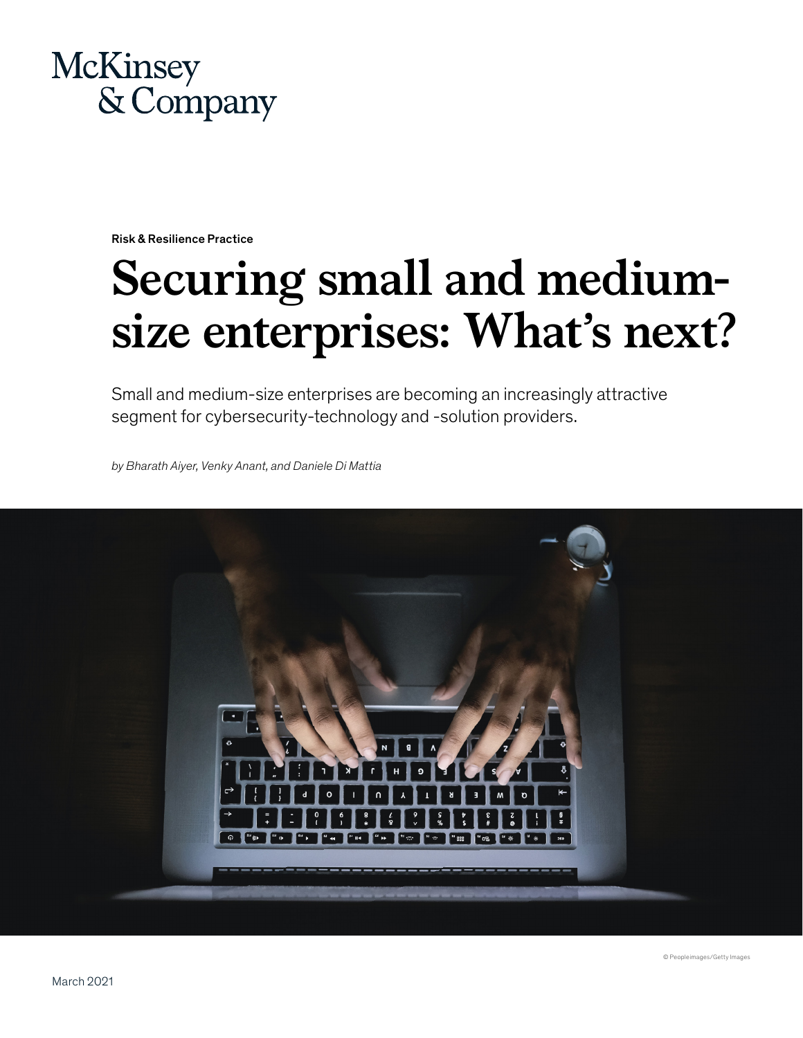McKinsey & Company

Risk & Resilience Practice

# Securing small and medium-size enterprises: What's next?

Small and medium-size enterprises are becoming an increasingly attractive segment for cybersecurity-technology and -solution providers.

*by Bharath Aiyer, Venky Anant, and Daniele Di Mattia*

© Peopleimages/Getty Images

March 2021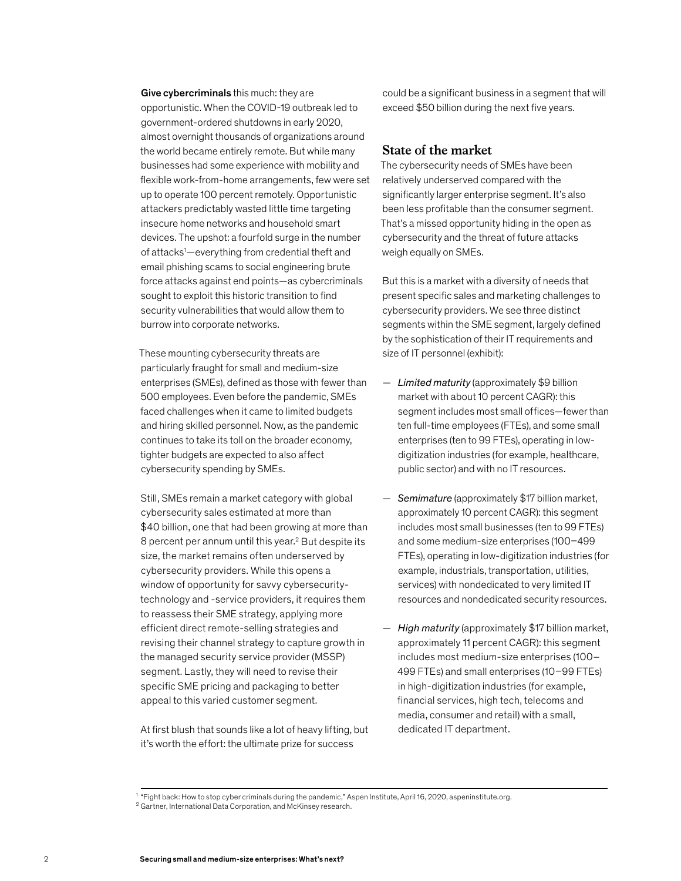**Give cybercriminals** this much: they are opportunistic. When the COVID-19 outbreak led to government-ordered shutdowns in early 2020, almost overnight thousands of organizations around the world became entirely remote. But while many businesses had some experience with mobility and flexible work-from-home arrangements, few were set up to operate 100 percent remotely. Opportunistic attackers predictably wasted little time targeting insecure home networks and household smart devices. The upshot: a fourfold surge in the number of attacks[1]—everything from credential theft and email phishing scams to social engineering brute force attacks against end points—as cybercriminals sought to exploit this historic transition to find security vulnerabilities that would allow them to burrow into corporate networks.

These mounting cybersecurity threats are particularly fraught for small and medium-size enterprises (SMEs), defined as those with fewer than 500 employees. Even before the pandemic, SMEs faced challenges when it came to limited budgets and hiring skilled personnel. Now, as the pandemic continues to take its toll on the broader economy, tighter budgets are expected to also affect cybersecurity spending by SMEs.

Still, SMEs remain a market category with global cybersecurity sales estimated at more than $40 billion, one that had been growing at more than 8 percent per annum until this year.[2] But despite its size, the market remains often underserved by cybersecurity providers. While this opens a window of opportunity for savvy cybersecurity-technology and -service providers, it requires them to reassess their SME strategy, applying more efficient direct remote-selling strategies and revising their channel strategy to capture growth in the managed security service provider (MSSP) segment. Lastly, they will need to revise their specific SME pricing and packaging to better appeal to this varied customer segment.

At first blush that sounds like a lot of heavy lifting, but it's worth the effort: the ultimate prize for success could be a significant business in a segment that will exceed $50 billion during the next five years.

## State of the market

The cybersecurity needs of SMEs have been relatively underserved compared with the significantly larger enterprise segment. It's also been less profitable than the consumer segment. That's a missed opportunity hiding in the open as cybersecurity and the threat of future attacks weigh equally on SMEs.

But this is a market with a diversity of needs that present specific sales and marketing challenges to cybersecurity providers. We see three distinct segments within the SME segment, largely defined by the sophistication of their IT requirements and size of IT personnel (exhibit):

— *Limited maturity* (approximately $9 billion market with about 10 percent CAGR): this segment includes most small offices—fewer than ten full-time employees (FTEs), and some small enterprises (ten to 99 FTEs), operating in low-digitization industries (for example, healthcare, public sector) and with no IT resources.

— *Semimature* (approximately $17 billion market, approximately 10 percent CAGR): this segment includes most small businesses (ten to 99 FTEs) and some medium-size enterprises (100–499 FTEs), operating in low-digitization industries (for example, industrials, transportation, utilities, services) with nondedicated to very limited IT resources and nondedicated security resources.

— *High maturity* (approximately $17 billion market, approximately 11 percent CAGR): this segment includes most medium-size enterprises (100–499 FTEs) and small enterprises (10–99 FTEs) in high-digitization industries (for example, financial services, high tech, telecoms and media, consumer and retail) with a small, dedicated IT department.

[1] "Fight back: How to stop cyber criminals during the pandemic," Aspen Institute, April 16, 2020, aspeninstitute.org.
[2] Gartner, International Data Corporation, and McKinsey research.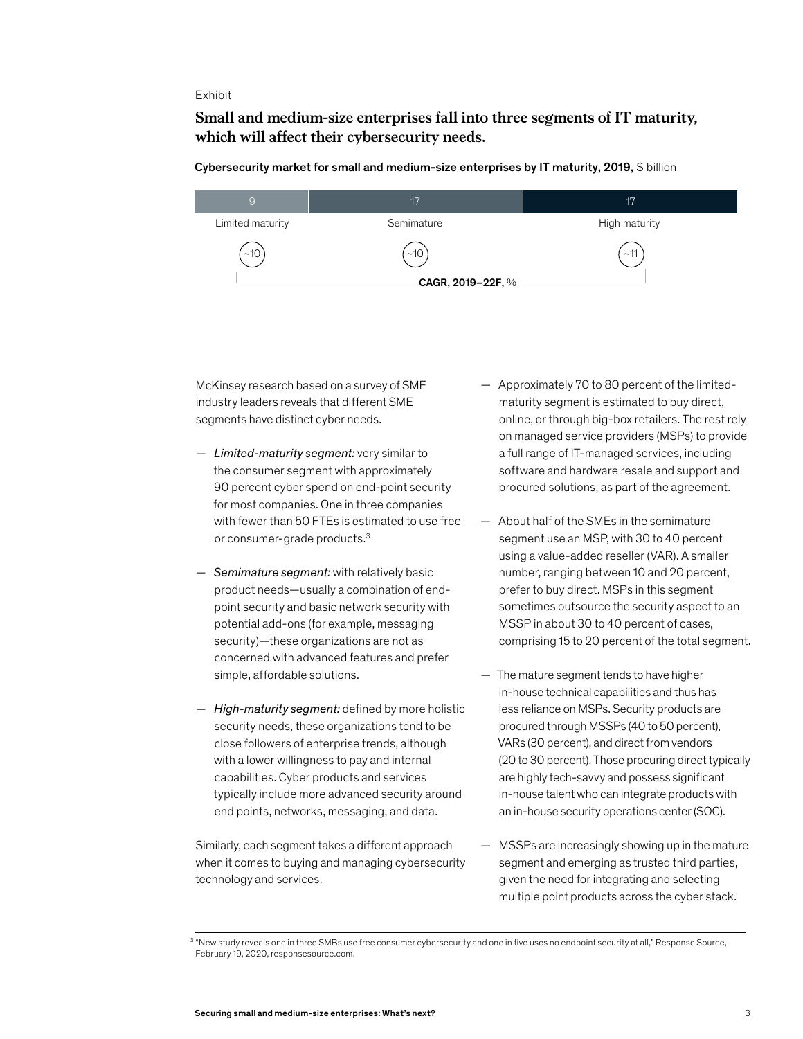Exhibit

## Small and medium-size enterprises fall into three segments of IT maturity, which will affect their cybersecurity needs.

**Cybersecurity market for small and medium-size enterprises by IT maturity, 2019,** $ billion

| | Limited maturity | Semimature | High maturity |
|---|---|---|---|
| Market size, 2019, $ billion | 9 | 17 | 17 |
| CAGR, 2019–22F, % | ~10 | ~10 | ~11 |

McKinsey research based on a survey of SME industry leaders reveals that different SME segments have distinct cyber needs.

— *Limited-maturity segment:* very similar to the consumer segment with approximately 90 percent cyber spend on end-point security for most companies. One in three companies with fewer than 50 FTEs is estimated to use free or consumer-grade products.[3]

— *Semimature segment:* with relatively basic product needs—usually a combination of end-point security and basic network security with potential add-ons (for example, messaging security)—these organizations are not as concerned with advanced features and prefer simple, affordable solutions.

— *High-maturity segment:* defined by more holistic security needs, these organizations tend to be close followers of enterprise trends, although with a lower willingness to pay and internal capabilities. Cyber products and services typically include more advanced security around end points, networks, messaging, and data.

Similarly, each segment takes a different approach when it comes to buying and managing cybersecurity technology and services.

— Approximately 70 to 80 percent of the limited-maturity segment is estimated to buy direct, online, or through big-box retailers. The rest rely on managed service providers (MSPs) to provide a full range of IT-managed services, including software and hardware resale and support and procured solutions, as part of the agreement.

— About half of the SMEs in the semimature segment use an MSP, with 30 to 40 percent using a value-added reseller (VAR). A smaller number, ranging between 10 and 20 percent, prefer to buy direct. MSPs in this segment sometimes outsource the security aspect to an MSSP in about 30 to 40 percent of cases, comprising 15 to 20 percent of the total segment.

— The mature segment tends to have higher in-house technical capabilities and thus has less reliance on MSPs. Security products are procured through MSSPs (40 to 50 percent), VARs (30 percent), and direct from vendors (20 to 30 percent). Those procuring direct typically are highly tech-savvy and possess significant in-house talent who can integrate products with an in-house security operations center (SOC).

— MSSPs are increasingly showing up in the mature segment and emerging as trusted third parties, given the need for integrating and selecting multiple point products across the cyber stack.

[3] "New study reveals one in three SMBs use free consumer cybersecurity and one in five uses no endpoint security at all," Response Source, February 19, 2020, responsesource.com.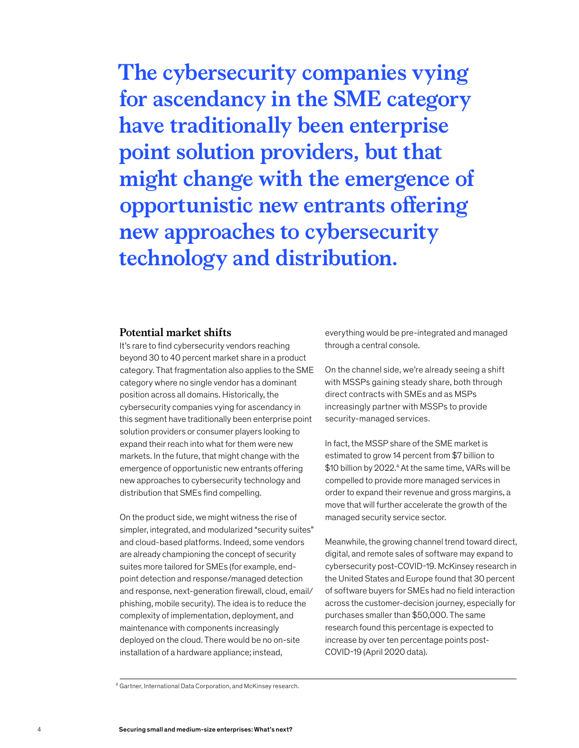**The cybersecurity companies vying for ascendancy in the SME category have traditionally been enterprise point solution providers, but that might change with the emergence of opportunistic new entrants offering new approaches to cybersecurity technology and distribution.**

## Potential market shifts

It's rare to find cybersecurity vendors reaching beyond 30 to 40 percent market share in a product category. That fragmentation also applies to the SME category where no single vendor has a dominant position across all domains. Historically, the cybersecurity companies vying for ascendancy in this segment have traditionally been enterprise point solution providers or consumer players looking to expand their reach into what for them were new markets. In the future, that might change with the emergence of opportunistic new entrants offering new approaches to cybersecurity technology and distribution that SMEs find compelling.

On the product side, we might witness the rise of simpler, integrated, and modularized "security suites" and cloud-based platforms. Indeed, some vendors are already championing the concept of security suites more tailored for SMEs (for example, endpoint detection and response/managed detection and response, next-generation firewall, cloud, email/phishing, mobile security). The idea is to reduce the complexity of implementation, deployment, and maintenance with components increasingly deployed on the cloud. There would be no on-site installation of a hardware appliance; instead, everything would be pre-integrated and managed through a central console.

On the channel side, we're already seeing a shift with MSSPs gaining steady share, both through direct contracts with SMEs and as MSPs increasingly partner with MSSPs to provide security-managed services.

In fact, the MSSP share of the SME market is estimated to grow 14 percent from $7 billion to $10 billion by 2022.[4] At the same time, VARs will be compelled to provide more managed services in order to expand their revenue and gross margins, a move that will further accelerate the growth of the managed security service sector.

Meanwhile, the growing channel trend toward direct, digital, and remote sales of software may expand to cybersecurity post-COVID-19. McKinsey research in the United States and Europe found that 30 percent of software buyers for SMEs had no field interaction across the customer-decision journey, especially for purchases smaller than $50,000. The same research found this percentage is expected to increase by over ten percentage points post-COVID-19 (April 2020 data).

[4] Gartner, International Data Corporation, and McKinsey research.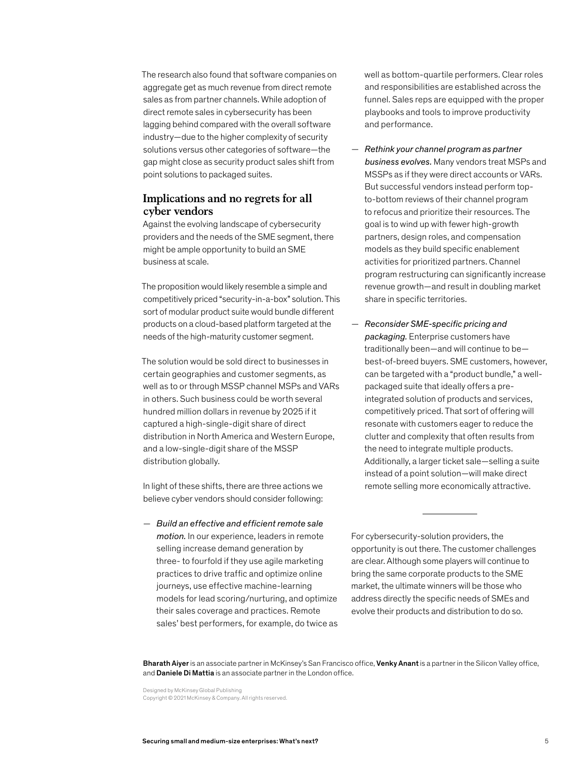The research also found that software companies on aggregate get as much revenue from direct remote sales as from partner channels. While adoption of direct remote sales in cybersecurity has been lagging behind compared with the overall software industry—due to the higher complexity of security solutions versus other categories of software—the gap might close as security product sales shift from point solutions to packaged suites.

## Implications and no regrets for all cyber vendors

Against the evolving landscape of cybersecurity providers and the needs of the SME segment, there might be ample opportunity to build an SME business at scale.

The proposition would likely resemble a simple and competitively priced "security-in-a-box" solution. This sort of modular product suite would bundle different products on a cloud-based platform targeted at the needs of the high-maturity customer segment.

The solution would be sold direct to businesses in certain geographies and customer segments, as well as to or through MSSP channel MSPs and VARs in others. Such business could be worth several hundred million dollars in revenue by 2025 if it captured a high-single-digit share of direct distribution in North America and Western Europe, and a low-single-digit share of the MSSP distribution globally.

In light of these shifts, there are three actions we believe cyber vendors should consider following:

— *Build an effective and efficient remote sale motion.* In our experience, leaders in remote selling increase demand generation by three- to fourfold if they use agile marketing practices to drive traffic and optimize online journeys, use effective machine-learning models for lead scoring/nurturing, and optimize their sales coverage and practices. Remote sales' best performers, for example, do twice as well as bottom-quartile performers. Clear roles and responsibilities are established across the funnel. Sales reps are equipped with the proper playbooks and tools to improve productivity and performance.

— *Rethink your channel program as partner business evolves.* Many vendors treat MSPs and MSSPs as if they were direct accounts or VARs. But successful vendors instead perform top-to-bottom reviews of their channel program to refocus and prioritize their resources. The goal is to wind up with fewer high-growth partners, design roles, and compensation models as they build specific enablement activities for prioritized partners. Channel program restructuring can significantly increase revenue growth—and result in doubling market share in specific territories.

— *Reconsider SME-specific pricing and packaging.* Enterprise customers have traditionally been—and will continue to be—best-of-breed buyers. SME customers, however, can be targeted with a "product bundle," a well-packaged suite that ideally offers a pre-integrated solution of products and services, competitively priced. That sort of offering will resonate with customers eager to reduce the clutter and complexity that often results from the need to integrate multiple products. Additionally, a larger ticket sale—selling a suite instead of a point solution—will make direct remote selling more economically attractive.

---

For cybersecurity-solution providers, the opportunity is out there. The customer challenges are clear. Although some players will continue to bring the same corporate products to the SME market, the ultimate winners will be those who address directly the specific needs of SMEs and evolve their products and distribution to do so.

**Bharath Aiyer** is an associate partner in McKinsey's San Francisco office, **Venky Anant** is a partner in the Silicon Valley office, and **Daniele Di Mattia** is an associate partner in the London office.

Designed by McKinsey Global Publishing
Copyright © 2021 McKinsey & Company. All rights reserved.